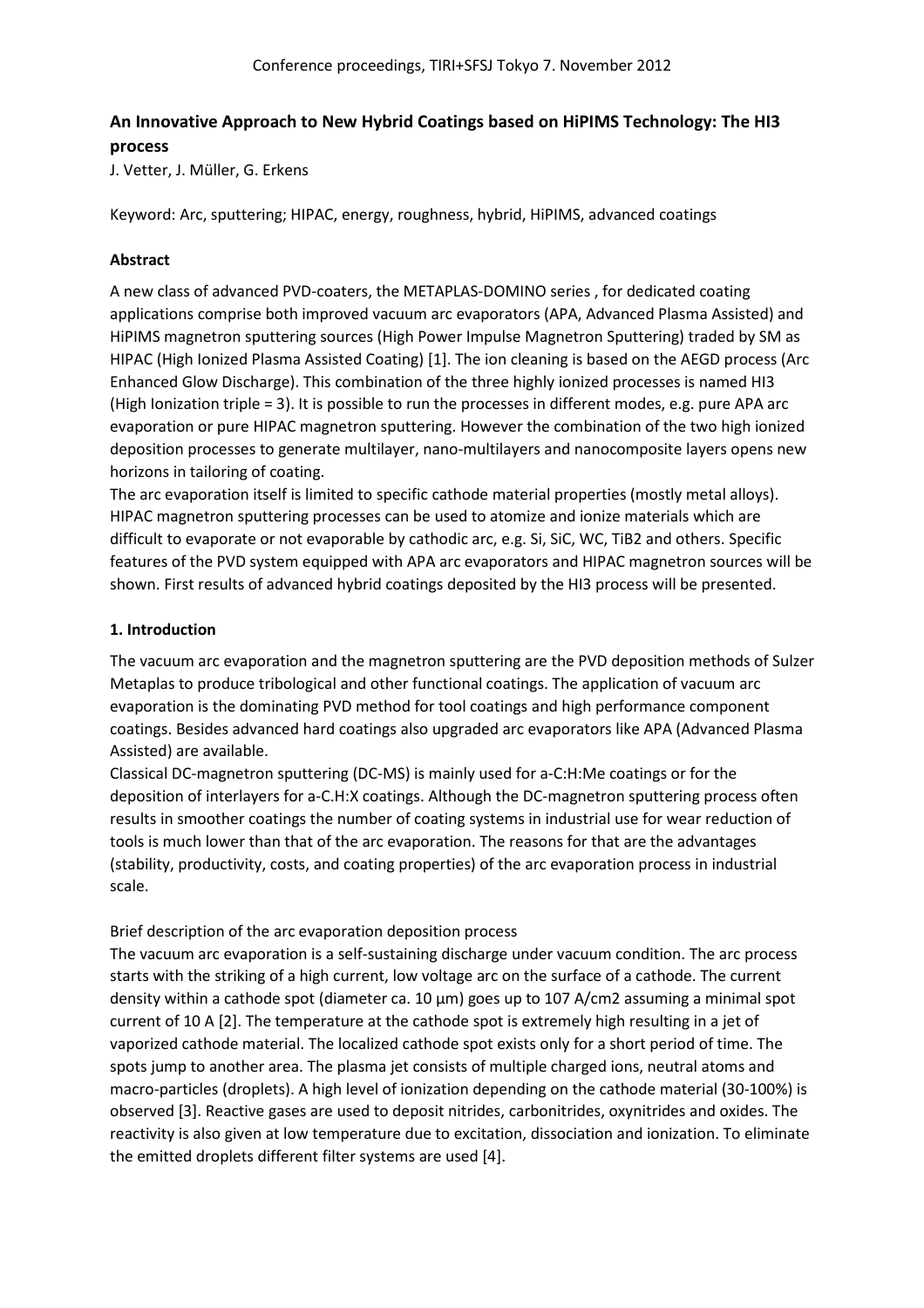# An Innovative Approach to New Hybrid Coatings based on HiPIMS Technology: The HI3 process

J. Vetter, J. Müller, G. Erkens

Keyword: Arc, sputtering; HIPAC, energy, roughness, hybrid, HiPIMS, advanced coatings

## Abstract

A new class of advanced PVD-coaters, the METAPLAS-DOMINO series , for dedicated coating applications comprise both improved vacuum arc evaporators (APA, Advanced Plasma Assisted) and HiPIMS magnetron sputtering sources (High Power Impulse Magnetron Sputtering) traded by SM as HIPAC (High Ionized Plasma Assisted Coating) [1]. The ion cleaning is based on the AEGD process (Arc Enhanced Glow Discharge). This combination of the three highly ionized processes is named HI3 (High Ionization triple = 3). It is possible to run the processes in different modes, e.g. pure APA arc evaporation or pure HIPAC magnetron sputtering. However the combination of the two high ionized deposition processes to generate multilayer, nano-multilayers and nanocomposite layers opens new horizons in tailoring of coating.

The arc evaporation itself is limited to specific cathode material properties (mostly metal alloys). HIPAC magnetron sputtering processes can be used to atomize and ionize materials which are difficult to evaporate or not evaporable by cathodic arc, e.g. Si, SiC, WC, $TiB_2$ and others. Specific features of the PVD system equipped with APA arc evaporators and HIPAC magnetron sources will be shown. First results of advanced hybrid coatings deposited by the HI3 process will be presented.

## 1. Introduction

The vacuum arc evaporation and the magnetron sputtering are the PVD deposition methods of Sulzer Metaplas to produce tribological and other functional coatings. The application of vacuum arc evaporation is the dominating PVD method for tool coatings and high performance component coatings. Besides advanced hard coatings also upgraded arc evaporators like APA (Advanced Plasma Assisted) are available.

Classical DC-magnetron sputtering (DC-MS) is mainly used for a-C:H:Me coatings or for the deposition of interlayers for a-C.H:X coatings. Although the DC-magnetron sputtering process often results in smoother coatings the number of coating systems in industrial use for wear reduction of tools is much lower than that of the arc evaporation. The reasons for that are the advantages (stability, productivity, costs, and coating properties) of the arc evaporation process in industrial scale.

Brief description of the arc evaporation deposition process

The vacuum arc evaporation is a self-sustaining discharge under vacuum condition. The arc process starts with the striking of a high current, low voltage arc on the surface of a cathode. The current density within a cathode spot (diameter ca. 10 µm) goes up to $10^7$ A/cm2 assuming a minimal spot current of 10 A [2]. The temperature at the cathode spot is extremely high resulting in a jet of vaporized cathode material. The localized cathode spot exists only for a short period of time. The spots jump to another area. The plasma jet consists of multiple charged ions, neutral atoms and macro-particles (droplets). A high level of ionization depending on the cathode material (30-100%) is observed [3]. Reactive gases are used to deposit nitrides, carbonitrides, oxynitrides and oxides. The reactivity is also given at low temperature due to excitation, dissociation and ionization. To eliminate the emitted droplets different filter systems are used [4].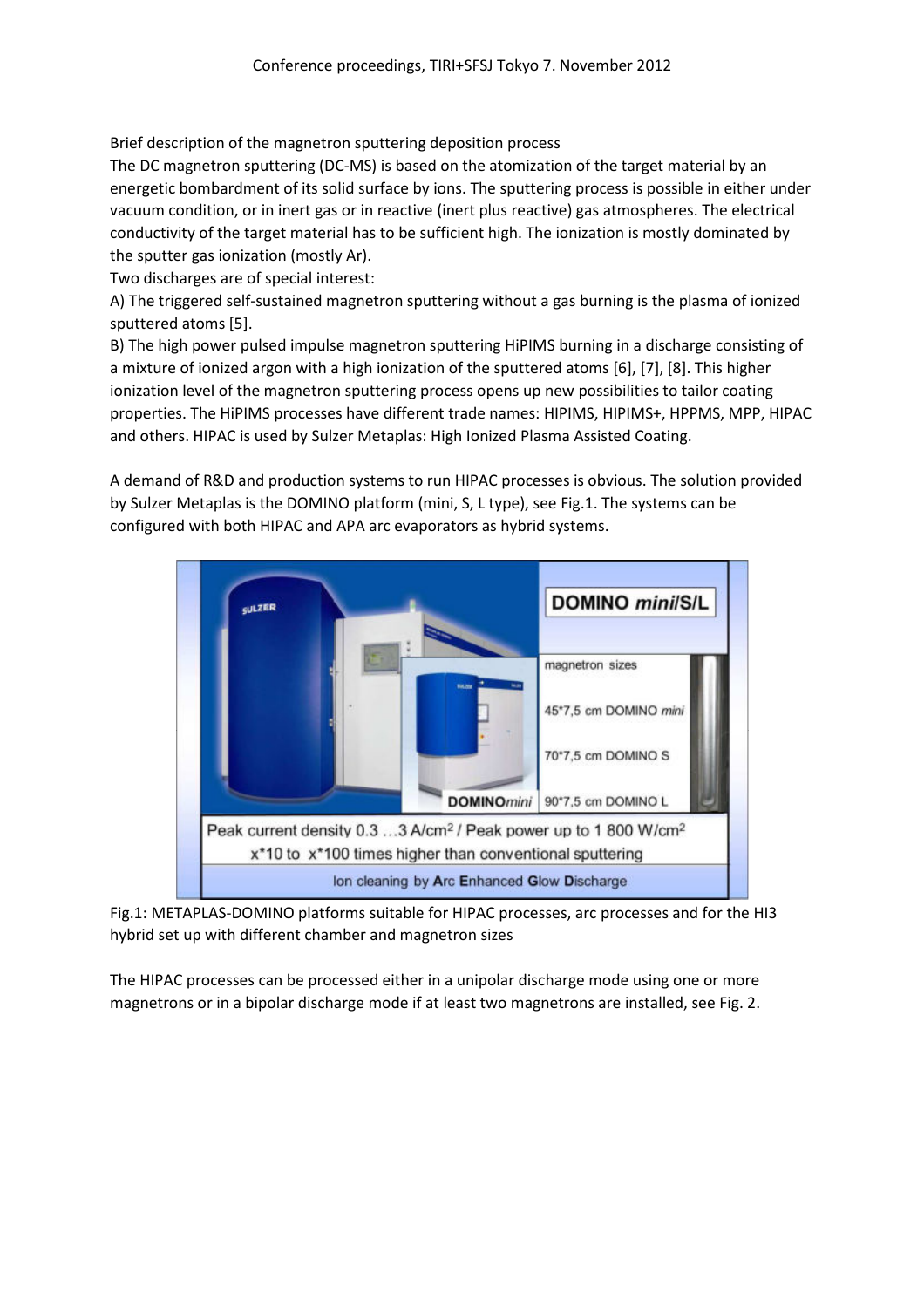Brief description of the magnetron sputtering deposition process

The DC magnetron sputtering (DC-MS) is based on the atomization of the target material by an energetic bombardment of its solid surface by ions. The sputtering process is possible in either under vacuum condition, or in inert gas or in reactive (inert plus reactive) gas atmospheres. The electrical conductivity of the target material has to be sufficient high. The ionization is mostly dominated by the sputter gas ionization (mostly Ar).

Two discharges are of special interest:

A) The triggered self-sustained magnetron sputtering without a gas burning is the plasma of ionized sputtered atoms [5].

B) The high power pulsed impulse magnetron sputtering HiPIMS burning in a discharge consisting of a mixture of ionized argon with a high ionization of the sputtered atoms [6], [7], [8]. This higher ionization level of the magnetron sputtering process opens up new possibilities to tailor coating properties. The HiPIMS processes have different trade names: HIPIMS, HIPIMS+, HPPMS, MPP, HIPAC and others. HIPAC is used by Sulzer Metaplas: High Ionized Plasma Assisted Coating.

A demand of R&D and production systems to run HIPAC processes is obvious. The solution provided by Sulzer Metaplas is the DOMINO platform (mini, S, L type), see Fig.1. The systems can be configured with both HIPAC and APA arc evaporators as hybrid systems.

DOMINO *mini*/S/L

magnetron sizes

45*7,5 cm DOMINO *mini*

70*7,5 cm DOMINO S

90*7,5 cm DOMINO L

DOMINO*mini*

Peak current density 0.3 …3 A/cm² / Peak power up to 1 800 W/cm²

x*10 to x*100 times higher than conventional sputtering

Ion cleaning by **A**rc **E**nhanced **G**low **D**ischarge

Fig.1: METAPLAS-DOMINO platforms suitable for HIPAC processes, arc processes and for the HI3 hybrid set up with different chamber and magnetron sizes

The HIPAC processes can be processed either in a unipolar discharge mode using one or more magnetrons or in a bipolar discharge mode if at least two magnetrons are installed, see Fig. 2.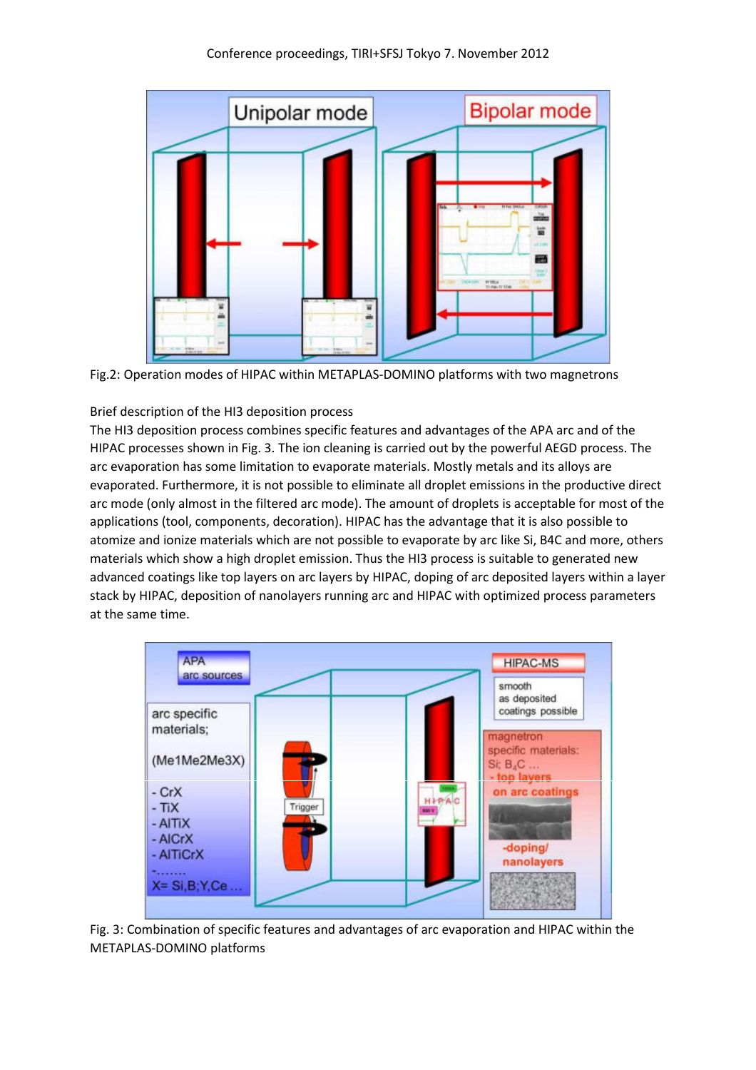Unipolar mode

Bipolar mode

Fig.2: Operation modes of HIPAC within METAPLAS-DOMINO platforms with two magnetrons

Brief description of the HI3 deposition process

The HI3 deposition process combines specific features and advantages of the APA arc and of the HIPAC processes shown in Fig. 3. The ion cleaning is carried out by the powerful AEGD process. The arc evaporation has some limitation to evaporate materials. Mostly metals and its alloys are evaporated. Furthermore, it is not possible to eliminate all droplet emissions in the productive direct arc mode (only almost in the filtered arc mode). The amount of droplets is acceptable for most of the applications (tool, components, decoration). HIPAC has the advantage that it is also possible to atomize and ionize materials which are not possible to evaporate by arc like Si, B4C and more, others materials which show a high droplet emission. Thus the HI3 process is suitable to generated new advanced coatings like top layers on arc layers by HIPAC, doping of arc deposited layers within a layer stack by HIPAC, deposition of nanolayers running arc and HIPAC with optimized process parameters at the same time.

APA arc sources

arc specific materials;

(Me1Me2Me3X)

- CrX
- TiX
- AlTiX
- AlCrX
- AlTiCrX
-.......

X= Si,B;Y,Ce ...

Trigger

HIPAC

HIPAC-MS

smooth as deposited coatings possible

magnetron specific materials: Si; $B_4C$ ...

- top layers on arc coatings

-doping/ nanolayers

Fig. 3: Combination of specific features and advantages of arc evaporation and HIPAC within the METAPLAS-DOMINO platforms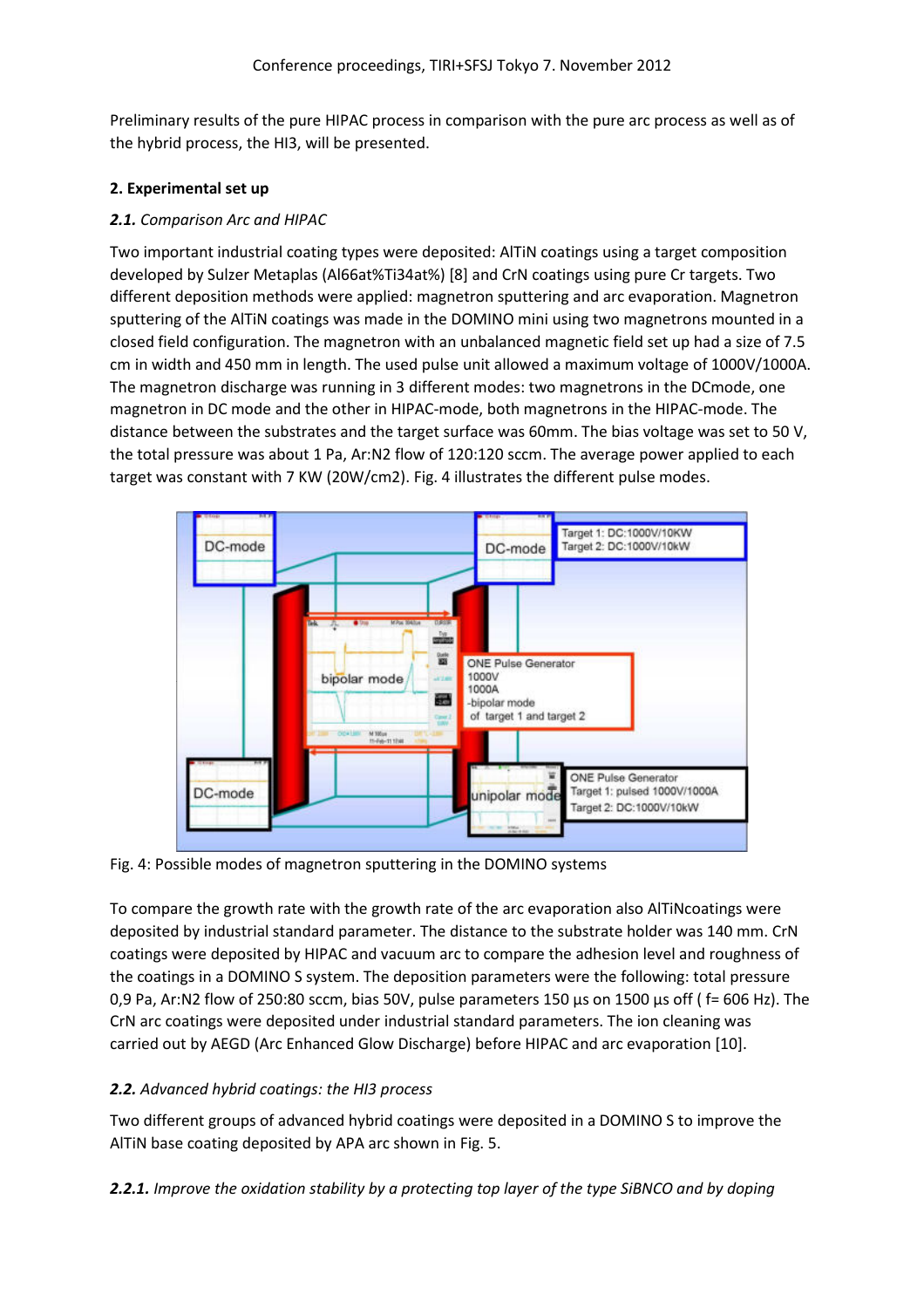Preliminary results of the pure HIPAC process in comparison with the pure arc process as well as of the hybrid process, the HI3, will be presented.

## 2. Experimental set up

### *2.1. Comparison Arc and HIPAC*

Two important industrial coating types were deposited: AlTiN coatings using a target composition developed by Sulzer Metaplas (Al66at%Ti34at%) [8] and CrN coatings using pure Cr targets. Two different deposition methods were applied: magnetron sputtering and arc evaporation. Magnetron sputtering of the AlTiN coatings was made in the DOMINO mini using two magnetrons mounted in a closed field configuration. The magnetron with an unbalanced magnetic field set up had a size of 7.5 cm in width and 450 mm in length. The used pulse unit allowed a maximum voltage of 1000V/1000A. The magnetron discharge was running in 3 different modes: two magnetrons in the DCmode, one magnetron in DC mode and the other in HIPAC-mode, both magnetrons in the HIPAC-mode. The distance between the substrates and the target surface was 60mm. The bias voltage was set to 50 V, the total pressure was about 1 Pa, Ar:N2 flow of 120:120 sccm. The average power applied to each target was constant with 7 KW (20W/cm2). Fig. 4 illustrates the different pulse modes.

DC-mode
DC-mode
Target 1: DC:1000V/10KW
Target 2: DC:1000V/10kW
bipolar mode
ONE Pulse Generator
1000V
1000A
-bipolar mode
of target 1 and target 2
DC-mode
unipolar mode
ONE Pulse Generator
Target 1: pulsed 1000V/1000A
Target 2: DC:1000V/10kW

Fig. 4: Possible modes of magnetron sputtering in the DOMINO systems

To compare the growth rate with the growth rate of the arc evaporation also AlTiNcoatings were deposited by industrial standard parameter. The distance to the substrate holder was 140 mm. CrN coatings were deposited by HIPAC and vacuum arc to compare the adhesion level and roughness of the coatings in a DOMINO S system. The deposition parameters were the following: total pressure 0,9 Pa, Ar:N2 flow of 250:80 sccm, bias 50V, pulse parameters 150 µs on 1500 µs off ( f= 606 Hz). The CrN arc coatings were deposited under industrial standard parameters. The ion cleaning was carried out by AEGD (Arc Enhanced Glow Discharge) before HIPAC and arc evaporation [10].

### *2.2. Advanced hybrid coatings: the HI3 process*

Two different groups of advanced hybrid coatings were deposited in a DOMINO S to improve the AlTiN base coating deposited by APA arc shown in Fig. 5.

#### *2.2.1. Improve the oxidation stability by a protecting top layer of the type SiBNCO and by doping*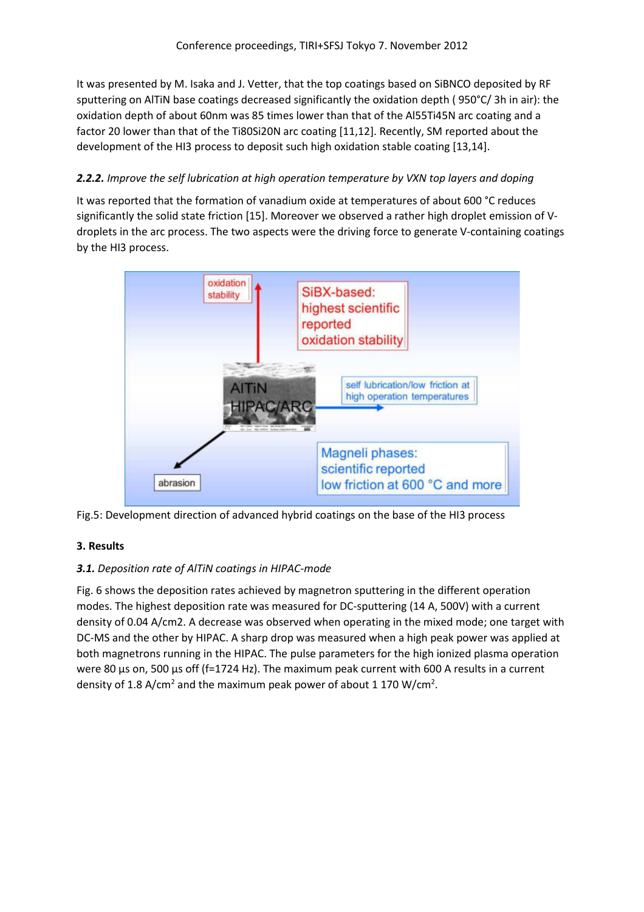It was presented by M. Isaka and J. Vetter, that the top coatings based on SiBNCO deposited by RF sputtering on AlTiN base coatings decreased significantly the oxidation depth ( 950°C/ 3h in air): the oxidation depth of about 60nm was 85 times lower than that of the Al55Ti45N arc coating and a factor 20 lower than that of the Ti80Si20N arc coating [11,12]. Recently, SM reported about the development of the HI3 process to deposit such high oxidation stable coating [13,14].

#### ***2.2.2.*** *Improve the self lubrication at high operation temperature by VXN top layers and doping*

It was reported that the formation of vanadium oxide at temperatures of about 600 °C reduces significantly the solid state friction [15]. Moreover we observed a rather high droplet emission of V-droplets in the arc process. The two aspects were the driving force to generate V-containing coatings by the HI3 process.

oxidation stability

SiBX-based: highest scientific reported oxidation stability

AlTiN HIPAC/ARC

self lubrication/low friction at high operation temperatures

Magneli phases: scientific reported low friction at 600 °C and more

abrasion

Fig.5: Development direction of advanced hybrid coatings on the base of the HI3 process

### 3. Results

#### ***3.1.*** *Deposition rate of AlTiN coatings in HIPAC-mode*

Fig. 6 shows the deposition rates achieved by magnetron sputtering in the different operation modes. The highest deposition rate was measured for DC-sputtering (14 A, 500V) with a current density of 0.04 A/cm2. A decrease was observed when operating in the mixed mode; one target with DC-MS and the other by HIPAC. A sharp drop was measured when a high peak power was applied at both magnetrons running in the HIPAC. The pulse parameters for the high ionized plasma operation were 80 µs on, 500 µs off (f=1724 Hz). The maximum peak current with 600 A results in a current density of 1.8 A/cm$^2$ and the maximum peak power of about 1 170 W/cm$^2$.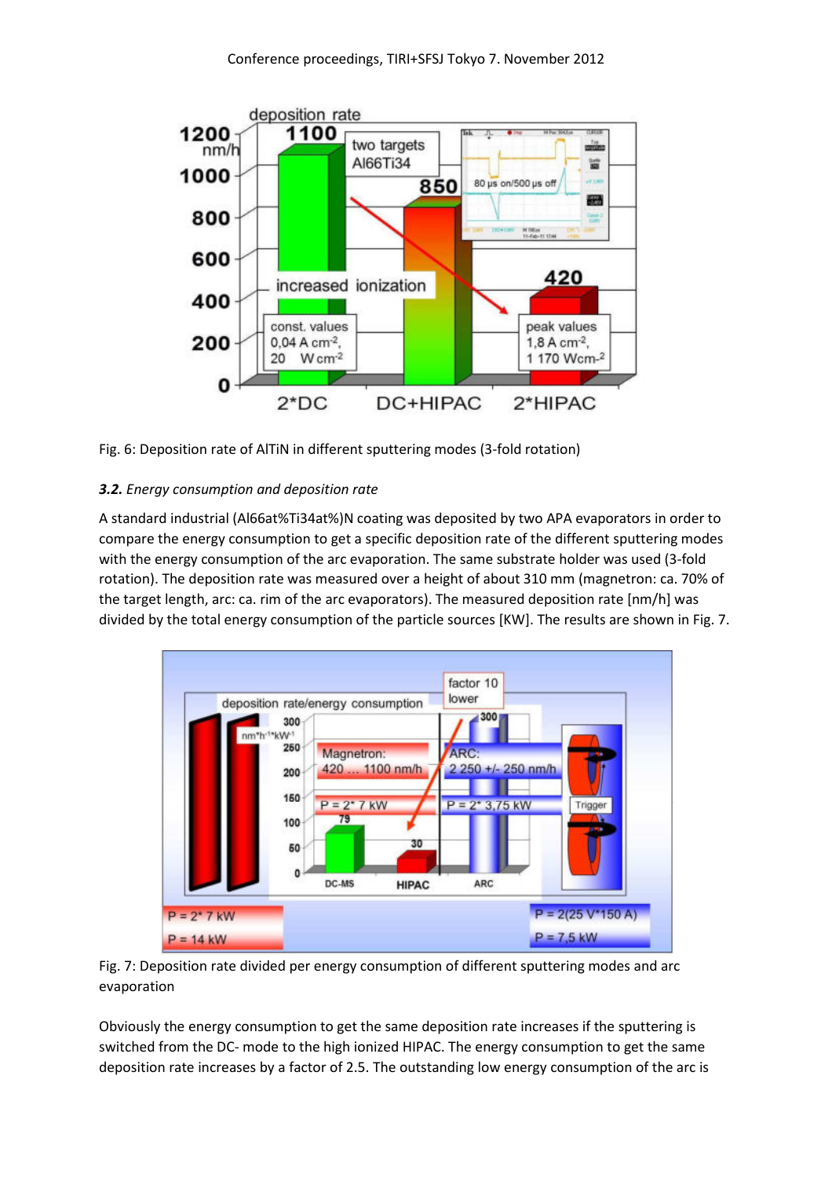deposition rate

1200 nm/h

1000

800

600

400

200

0

1100

850

420

two targets Al66Ti34

80 µs on/500 µs off

increased ionization

const. values 0,04 A cm-2, 20 W cm-2

peak values 1,8 A cm-2, 1 170 Wcm-2

2*DC

DC+HIPAC

2*HIPAC

Fig. 6: Deposition rate of AlTiN in different sputtering modes (3-fold rotation)

### *3.2. Energy consumption and deposition rate*

A standard industrial (Al66at%Ti34at%)N coating was deposited by two APA evaporators in order to compare the energy consumption to get a specific deposition rate of the different sputtering modes with the energy consumption of the arc evaporation. The same substrate holder was used (3-fold rotation). The deposition rate was measured over a height of about 310 mm (magnetron: ca. 70% of the target length, arc: ca. rim of the arc evaporators). The measured deposition rate [nm/h] was divided by the total energy consumption of the particle sources [KW]. The results are shown in Fig. 7.

deposition rate/energy consumption

nm*h-1*kW-1

300

250

200

150

100

50

0

factor 10 lower

Magnetron: 420 … 1100 nm/h

P = 2* 7 kW

ARC: 2 250 +/- 250 nm/h

P = 2* 3,75 kW

79

30

300

DC-MS

HIPAC

ARC

Trigger

P = 2* 7 kW

P = 14 kW

P = 2(25 V*150 A)

P = 7,5 kW

Fig. 7: Deposition rate divided per energy consumption of different sputtering modes and arc evaporation

Obviously the energy consumption to get the same deposition rate increases if the sputtering is switched from the DC- mode to the high ionized HIPAC. The energy consumption to get the same deposition rate increases by a factor of 2.5. The outstanding low energy consumption of the arc is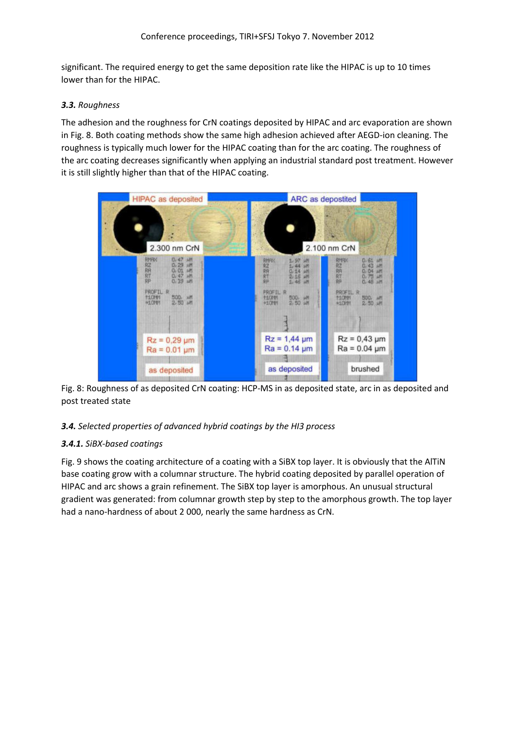significant. The required energy to get the same deposition rate like the HIPAC is up to 10 times lower than for the HIPAC.

### *3.3. Roughness*

The adhesion and the roughness for CrN coatings deposited by HIPAC and arc evaporation are shown in Fig. 8. Both coating methods show the same high adhesion achieved after AEGD-ion cleaning. The roughness is typically much lower for the HIPAC coating than for the arc coating. The roughness of the arc coating decreases significantly when applying an industrial standard post treatment. However it is still slightly higher than that of the HIPAC coating.

HIPAC as deposited

2.300 nm CrN

Rz = 0,29 µm
Ra = 0.01 µm

as deposited

ARC as depostited

2.100 nm CrN

Rz = 1,44 µm
Ra = 0.14 µm

as deposited

Rz = 0,43 µm
Ra = 0.04 µm

brushed

Fig. 8: Roughness of as deposited CrN coating: HCP-MS in as deposited state, arc in as deposited and post treated state

### *3.4. Selected properties of advanced hybrid coatings by the HI3 process*

#### *3.4.1. SiBX-based coatings*

Fig. 9 shows the coating architecture of a coating with a SiBX top layer. It is obviously that the AlTiN base coating grow with a columnar structure. The hybrid coating deposited by parallel operation of HIPAC and arc shows a grain refinement. The SiBX top layer is amorphous. An unusual structural gradient was generated: from columnar growth step by step to the amorphous growth. The top layer had a nano-hardness of about 2 000, nearly the same hardness as CrN.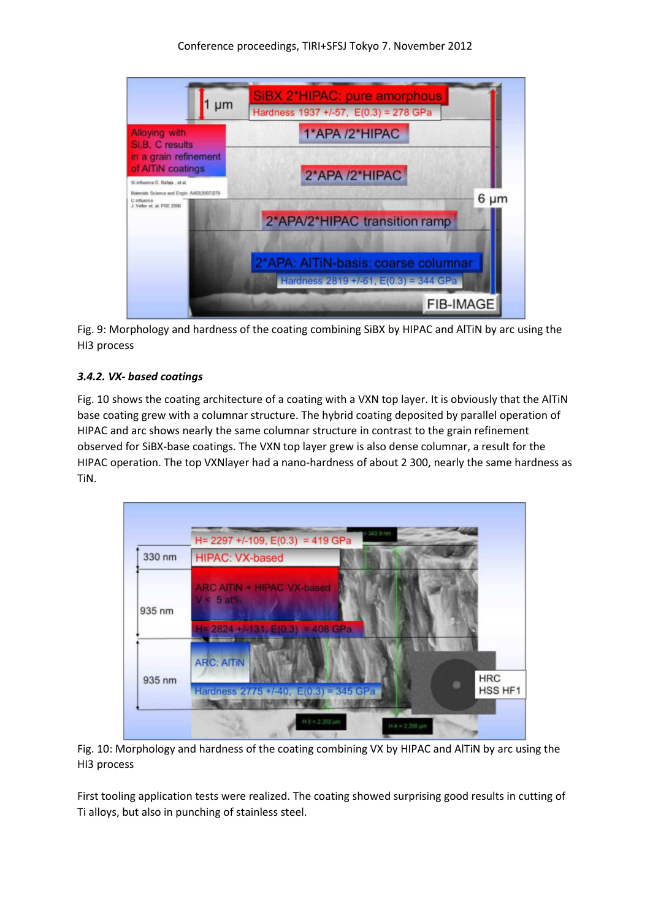1 µm

SiBX 2*HIPAC: pure amorphous

Hardness 1937 +/-57, E(0.3) = 278 GPa

Alloying with Si,B, C results in a grain refinement of AlTiN coatings

Si influence D. Rafaja , et al.

Materials Science and Engin. A462(2007)279

C influence J. Vetter et. al. PSE 2006

1*APA /2*HIPAC

2*APA /2*HIPAC

6 µm

2*APA/2*HIPAC transition ramp

2*APA: AlTiN-basis: coarse columnar

Hardness 2819 +/-61, E(0.3) = 344 GPa

FIB-IMAGE

Fig. 9: Morphology and hardness of the coating combining SiBX by HIPAC and AlTiN by arc using the HI3 process

### *3.4.2. VX- based coatings*

Fig. 10 shows the coating architecture of a coating with a VXN top layer. It is obviously that the AlTiN base coating grew with a columnar structure. The hybrid coating deposited by parallel operation of HIPAC and arc shows nearly the same columnar structure in contrast to the grain refinement observed for SiBX-base coatings. The VXN top layer grew is also dense columnar, a result for the HIPAC operation. The top VXNlayer had a nano-hardness of about 2 300, nearly the same hardness as TiN.

H= 2297 +/-109, E(0.3) = 419 GPa

330 nm

HIPAC: VX-based

ARC AlTiN + HIPAC VX-based V < 5 at%

935 nm

H= 2824 +/-131, E(0.3) = 408 GPa

ARC: AlTiN

935 nm

Hardness 2775 +/-40, E(0.3) = 345 GPa

HRC HSS HF1

Fig. 10: Morphology and hardness of the coating combining VX by HIPAC and AlTiN by arc using the HI3 process

First tooling application tests were realized. The coating showed surprising good results in cutting of Ti alloys, but also in punching of stainless steel.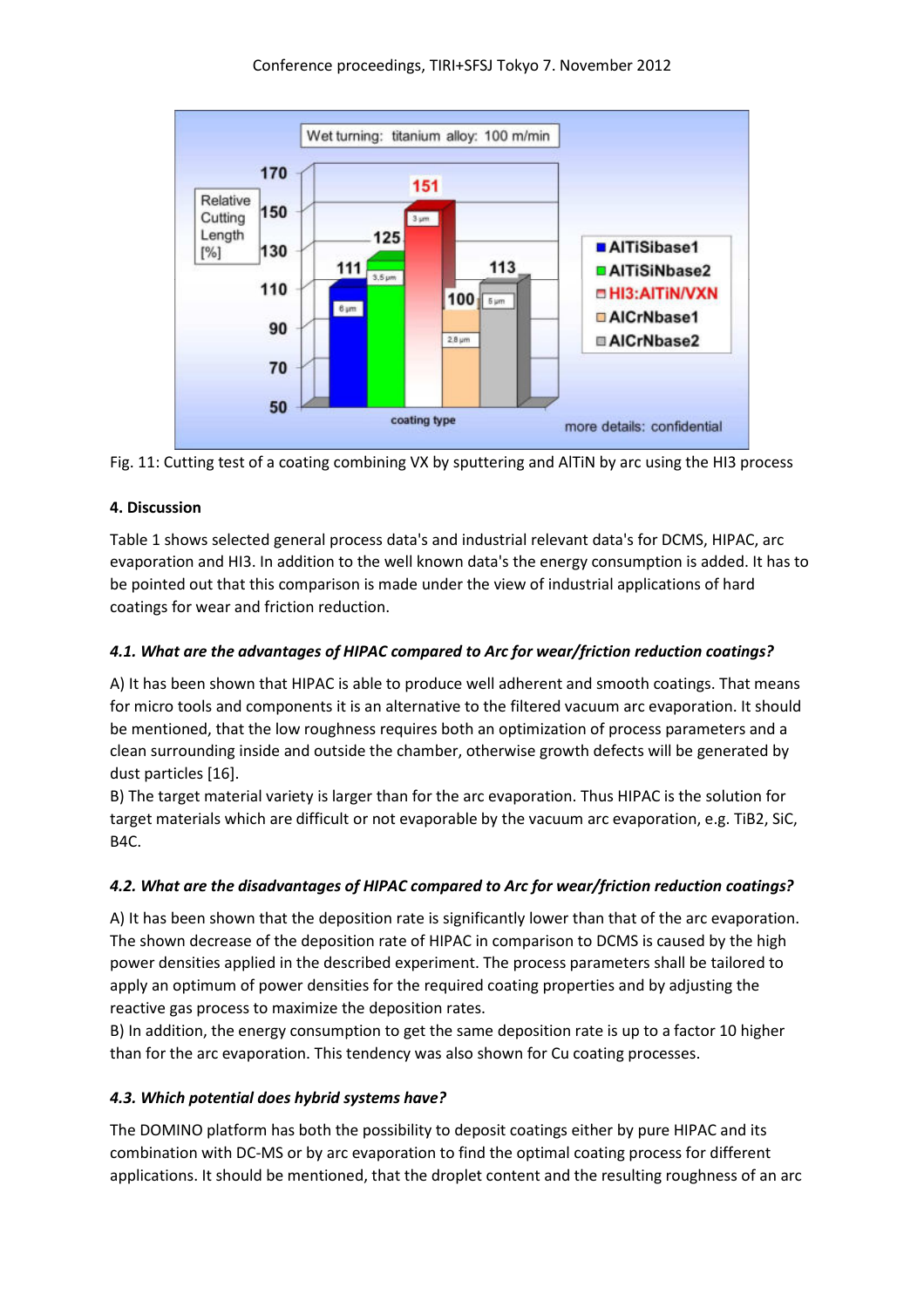Wet turning: titanium alloy: 100 m/min

Relative Cutting Length [%]

170
150
130
110
90
70
50

111
125
151
100
113

6 µm
3.5 µm
3 µm
2.8 µm
5 µm

coating type

AlTiSibase1
AlTiSiNbase2
HI3:AlTiN/VXN
AlCrNbase1
AlCrNbase2

more details: confidential

Fig. 11: Cutting test of a coating combining VX by sputtering and AlTiN by arc using the HI3 process

#### 4. Discussion

Table 1 shows selected general process data's and industrial relevant data's for DCMS, HIPAC, arc evaporation and HI3. In addition to the well known data's the energy consumption is added. It has to be pointed out that this comparison is made under the view of industrial applications of hard coatings for wear and friction reduction.

##### *4.1. What are the advantages of HIPAC compared to Arc for wear/friction reduction coatings?*

A) It has been shown that HIPAC is able to produce well adherent and smooth coatings. That means for micro tools and components it is an alternative to the filtered vacuum arc evaporation. It should be mentioned, that the low roughness requires both an optimization of process parameters and a clean surrounding inside and outside the chamber, otherwise growth defects will be generated by dust particles [16].
B) The target material variety is larger than for the arc evaporation. Thus HIPAC is the solution for target materials which are difficult or not evaporable by the vacuum arc evaporation, e.g. $TiB_2$, SiC, $B_4C$.

##### *4.2. What are the disadvantages of HIPAC compared to Arc for wear/friction reduction coatings?*

A) It has been shown that the deposition rate is significantly lower than that of the arc evaporation. The shown decrease of the deposition rate of HIPAC in comparison to DCMS is caused by the high power densities applied in the described experiment. The process parameters shall be tailored to apply an optimum of power densities for the required coating properties and by adjusting the reactive gas process to maximize the deposition rates.
B) In addition, the energy consumption to get the same deposition rate is up to a factor 10 higher than for the arc evaporation. This tendency was also shown for Cu coating processes.

##### *4.3. Which potential does hybrid systems have?*

The DOMINO platform has both the possibility to deposit coatings either by pure HIPAC and its combination with DC-MS or by arc evaporation to find the optimal coating process for different applications. It should be mentioned, that the droplet content and the resulting roughness of an arc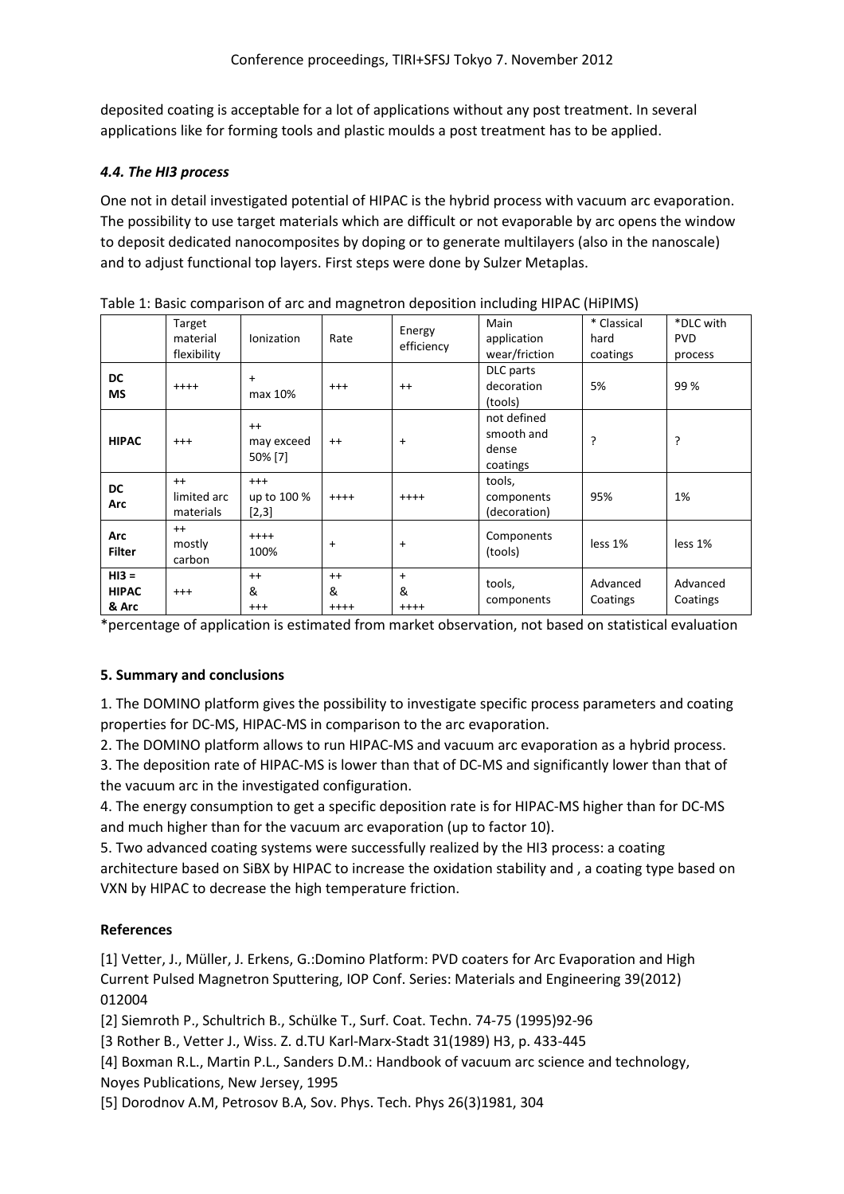deposited coating is acceptable for a lot of applications without any post treatment. In several applications like for forming tools and plastic moulds a post treatment has to be applied.

### *4.4. The HI3 process*

One not in detail investigated potential of HIPAC is the hybrid process with vacuum arc evaporation. The possibility to use target materials which are difficult or not evaporable by arc opens the window to deposit dedicated nanocomposites by doping or to generate multilayers (also in the nanoscale) and to adjust functional top layers. First steps were done by Sulzer Metaplas.

Table 1: Basic comparison of arc and magnetron deposition including HIPAC (HiPIMS)

| | Target material flexibility | Ionization | Rate | Energy efficiency | Main application wear/friction | * Classical hard coatings | *DLC with PVD process |
|---|---|---|---|---|---|---|---|
| **DC MS** | ++++ | + max 10% | +++ | ++ | DLC parts decoration (tools) | 5% | 99 % |
| **HIPAC** | +++ | ++ may exceed 50% [7] | ++ | + | not defined smooth and dense coatings | ? | ? |
| **DC Arc** | ++ limited arc materials | +++ up to 100 % [2,3] | ++++ | ++++ | tools, components (decoration) | 95% | 1% |
| **Arc Filter** | ++ mostly carbon | ++++ 100% | + | + | Components (tools) | less 1% | less 1% |
| **HI3 = HIPAC & Arc** | +++ | ++ & +++ | ++ & ++++ | + & ++++ | tools, components | Advanced Coatings | Advanced Coatings |

*percentage of application is estimated from market observation, not based on statistical evaluation

## 5. Summary and conclusions

1. The DOMINO platform gives the possibility to investigate specific process parameters and coating properties for DC-MS, HIPAC-MS in comparison to the arc evaporation.
2. The DOMINO platform allows to run HIPAC-MS and vacuum arc evaporation as a hybrid process.
3. The deposition rate of HIPAC-MS is lower than that of DC-MS and significantly lower than that of the vacuum arc in the investigated configuration.
4. The energy consumption to get a specific deposition rate is for HIPAC-MS higher than for DC-MS and much higher than for the vacuum arc evaporation (up to factor 10).
5. Two advanced coating systems were successfully realized by the HI3 process: a coating architecture based on SiBX by HIPAC to increase the oxidation stability and , a coating type based on VXN by HIPAC to decrease the high temperature friction.

## References

[1] Vetter, J., Müller, J. Erkens, G.:Domino Platform: PVD coaters for Arc Evaporation and High Current Pulsed Magnetron Sputtering, IOP Conf. Series: Materials and Engineering 39(2012) 012004

[2] Siemroth P., Schultrich B., Schülke T., Surf. Coat. Techn. 74-75 (1995)92-96

[3 Rother B., Vetter J., Wiss. Z. d.TU Karl-Marx-Stadt 31(1989) H3, p. 433-445

[4] Boxman R.L., Martin P.L., Sanders D.M.: Handbook of vacuum arc science and technology, Noyes Publications, New Jersey, 1995

[5] Dorodnov A.M, Petrosov B.A, Sov. Phys. Tech. Phys 26(3)1981, 304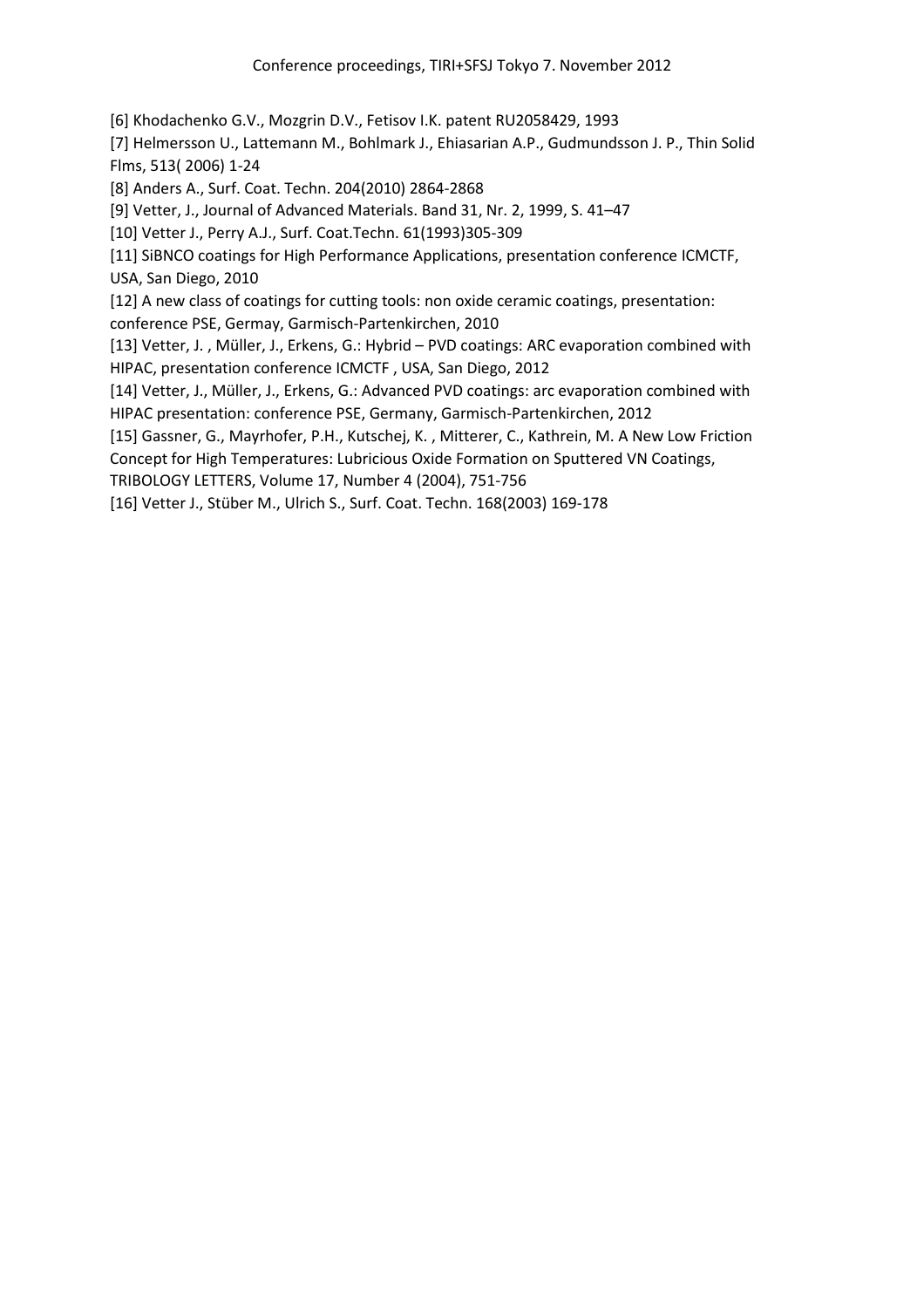[6] Khodachenko G.V., Mozgrin D.V., Fetisov I.K. patent RU2058429, 1993

[7] Helmersson U., Lattemann M., Bohlmark J., Ehiasarian A.P., Gudmundsson J. P., Thin Solid Flms, 513( 2006) 1-24

[8] Anders A., Surf. Coat. Techn. 204(2010) 2864-2868

[9] Vetter, J., Journal of Advanced Materials. Band 31, Nr. 2, 1999, S. 41–47

[10] Vetter J., Perry A.J., Surf. Coat.Techn. 61(1993)305-309

[11] SiBNCO coatings for High Performance Applications, presentation conference ICMCTF, USA, San Diego, 2010

[12] A new class of coatings for cutting tools: non oxide ceramic coatings, presentation: conference PSE, Germay, Garmisch-Partenkirchen, 2010

[13] Vetter, J. , Müller, J., Erkens, G.: Hybrid – PVD coatings: ARC evaporation combined with HIPAC, presentation conference ICMCTF , USA, San Diego, 2012

[14] Vetter, J., Müller, J., Erkens, G.: Advanced PVD coatings: arc evaporation combined with HIPAC presentation: conference PSE, Germany, Garmisch-Partenkirchen, 2012

[15] Gassner, G., Mayrhofer, P.H., Kutschej, K. , Mitterer, C., Kathrein, M. A New Low Friction Concept for High Temperatures: Lubricious Oxide Formation on Sputtered VN Coatings, TRIBOLOGY LETTERS, Volume 17, Number 4 (2004), 751-756

[16] Vetter J., Stüber M., Ulrich S., Surf. Coat. Techn. 168(2003) 169-178